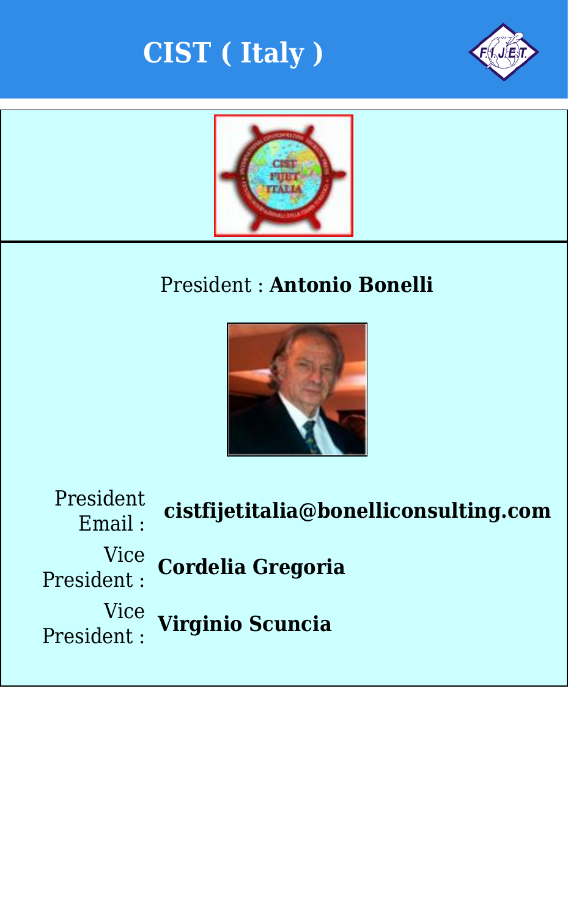# CIST ( Italy )

President : **Antonio Bonelli**

| | |
|---|---|
| President Email : | **cistfijetitalia@bonelliconsulting.com** |
| Vice President : | **Cordelia Gregoria** |
| Vice President : | **Virginio Scuncia** |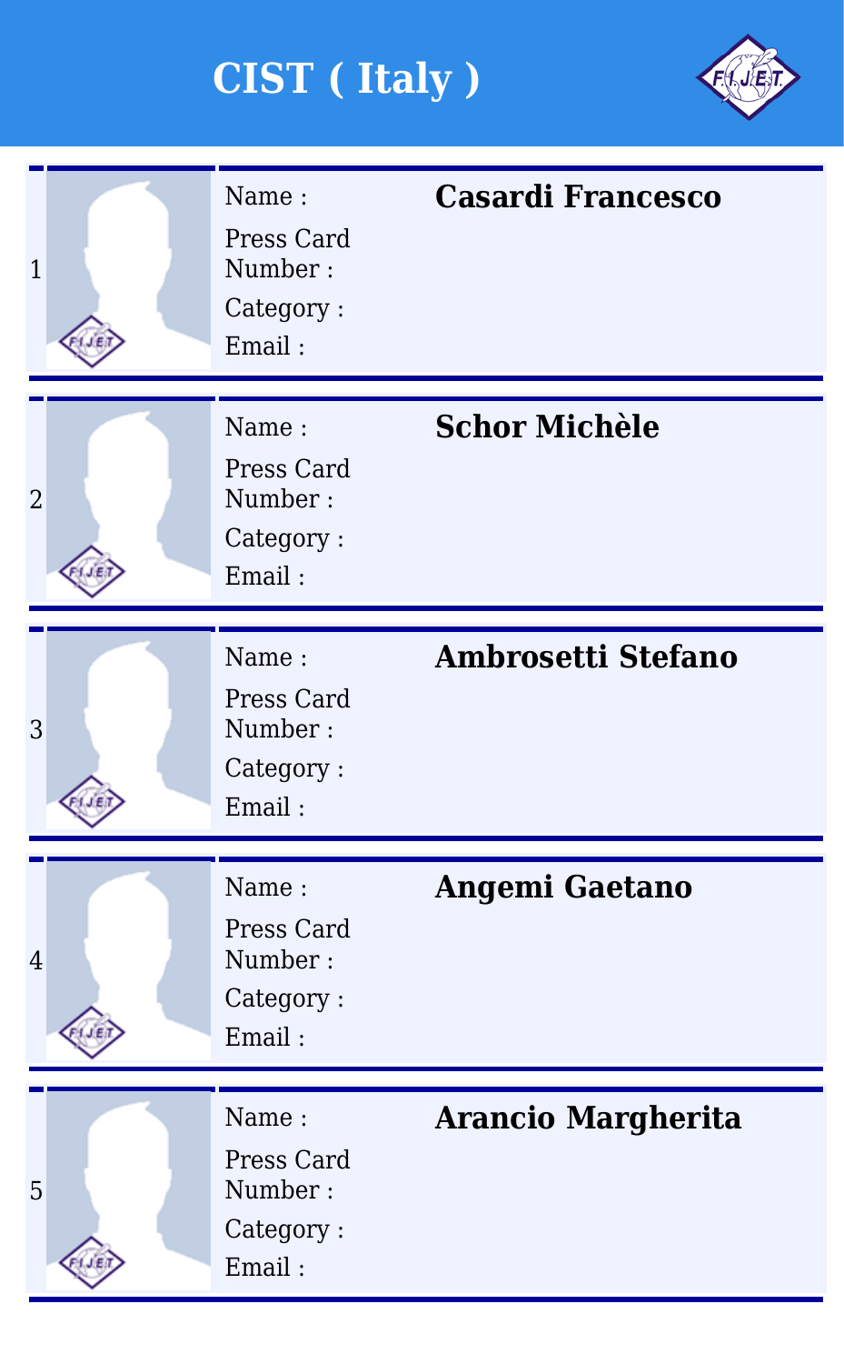# CIST ( Italy )

1

Name : **Casardi Francesco**

Press Card Number :

Category :

Email :

2

Name : **Schor Michèle**

Press Card Number :

Category :

Email :

3

Name : **Ambrosetti Stefano**

Press Card Number :

Category :

Email :

4

Name : **Angemi Gaetano**

Press Card Number :

Category :

Email :

5

Name : **Arancio Margherita**

Press Card Number :

Category :

Email :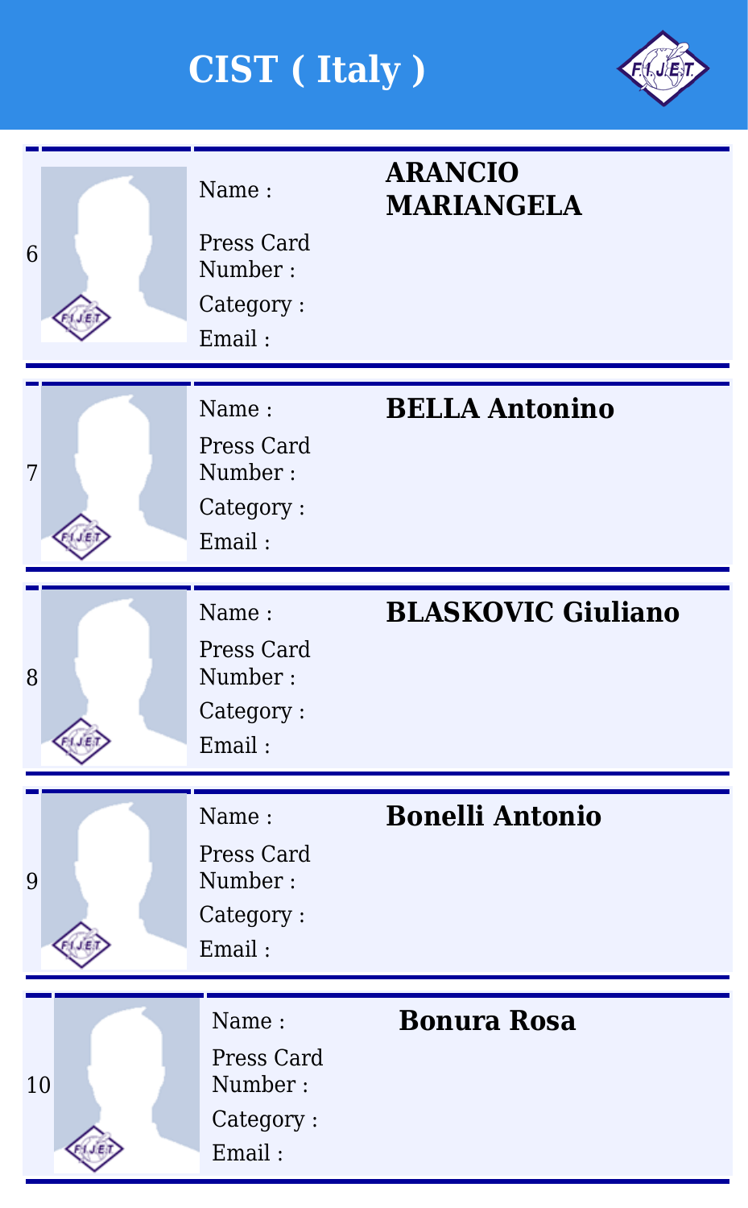# CIST ( Italy )

| # | Field | Value |
|---|---|---|
| 6 | Name : | **ARANCIO MARIANGELA** |
| | Press Card Number : | |
| | Category : | |
| | Email : | |
| 7 | Name : | **BELLA Antonino** |
| | Press Card Number : | |
| | Category : | |
| | Email : | |
| 8 | Name : | **BLASKOVIC Giuliano** |
| | Press Card Number : | |
| | Category : | |
| | Email : | |
| 9 | Name : | **Bonelli Antonio** |
| | Press Card Number : | |
| | Category : | |
| | Email : | |
| 10 | Name : | **Bonura Rosa** |
| | Press Card Number : | |
| | Category : | |
| | Email : | |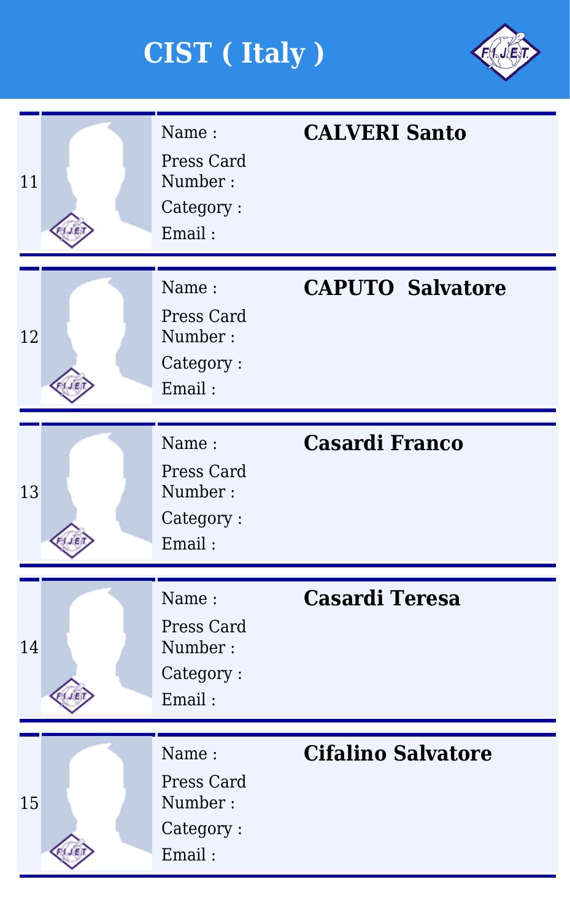# CIST ( Italy )

| # | Field | Value |
|---|---|---|
| 11 | Name : | **CALVERI Santo** |
| | Press Card Number : | |
| | Category : | |
| | Email : | |
| 12 | Name : | **CAPUTO Salvatore** |
| | Press Card Number : | |
| | Category : | |
| | Email : | |
| 13 | Name : | **Casardi Franco** |
| | Press Card Number : | |
| | Category : | |
| | Email : | |
| 14 | Name : | **Casardi Teresa** |
| | Press Card Number : | |
| | Category : | |
| | Email : | |
| 15 | Name : | **Cifalino Salvatore** |
| | Press Card Number : | |
| | Category : | |
| | Email : | |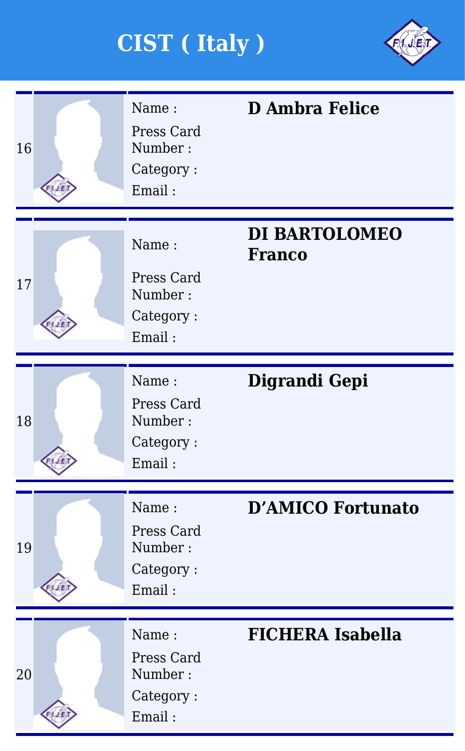# CIST ( Italy )

| # | Field | Value |
|---|---|---|
| 16 | Name : | **D Ambra Felice** |
| | Press Card Number : | |
| | Category : | |
| | Email : | |
| 17 | Name : | **DI BARTOLOMEO Franco** |
| | Press Card Number : | |
| | Category : | |
| | Email : | |
| 18 | Name : | **Digrandi Gepi** |
| | Press Card Number : | |
| | Category : | |
| | Email : | |
| 19 | Name : | **D'AMICO Fortunato** |
| | Press Card Number : | |
| | Category : | |
| | Email : | |
| 20 | Name : | **FICHERA Isabella** |
| | Press Card Number : | |
| | Category : | |
| | Email : | |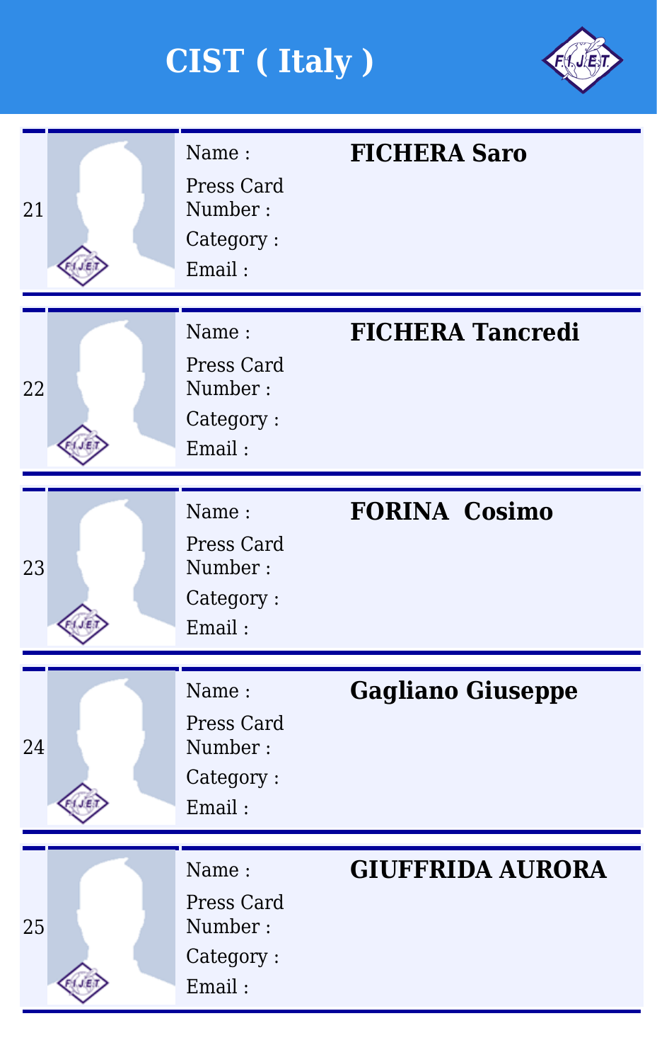# CIST ( Italy )

| # | Field | Value |
|---|---|---|
| 21 | Name : | **FICHERA Saro** |
| | Press Card Number : | |
| | Category : | |
| | Email : | |
| 22 | Name : | **FICHERA Tancredi** |
| | Press Card Number : | |
| | Category : | |
| | Email : | |
| 23 | Name : | **FORINA  Cosimo** |
| | Press Card Number : | |
| | Category : | |
| | Email : | |
| 24 | Name : | **Gagliano Giuseppe** |
| | Press Card Number : | |
| | Category : | |
| | Email : | |
| 25 | Name : | **GIUFFRIDA AURORA** |
| | Press Card Number : | |
| | Category : | |
| | Email : | |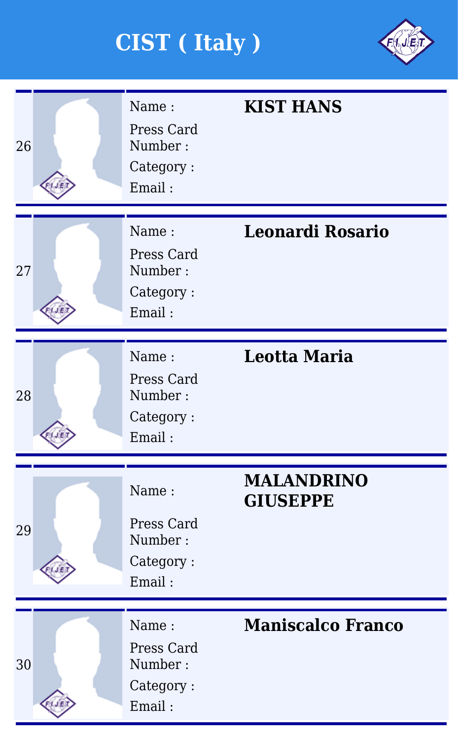# CIST ( Italy )

| # | Field | Value |
|---|---|---|
| 26 | Name : | **KIST HANS** |
| | Press Card Number : | |
| | Category : | |
| | Email : | |
| 27 | Name : | **Leonardi Rosario** |
| | Press Card Number : | |
| | Category : | |
| | Email : | |
| 28 | Name : | **Leotta Maria** |
| | Press Card Number : | |
| | Category : | |
| | Email : | |
| 29 | Name : | **MALANDRINO GIUSEPPE** |
| | Press Card Number : | |
| | Category : | |
| | Email : | |
| 30 | Name : | **Maniscalco Franco** |
| | Press Card Number : | |
| | Category : | |
| | Email : | |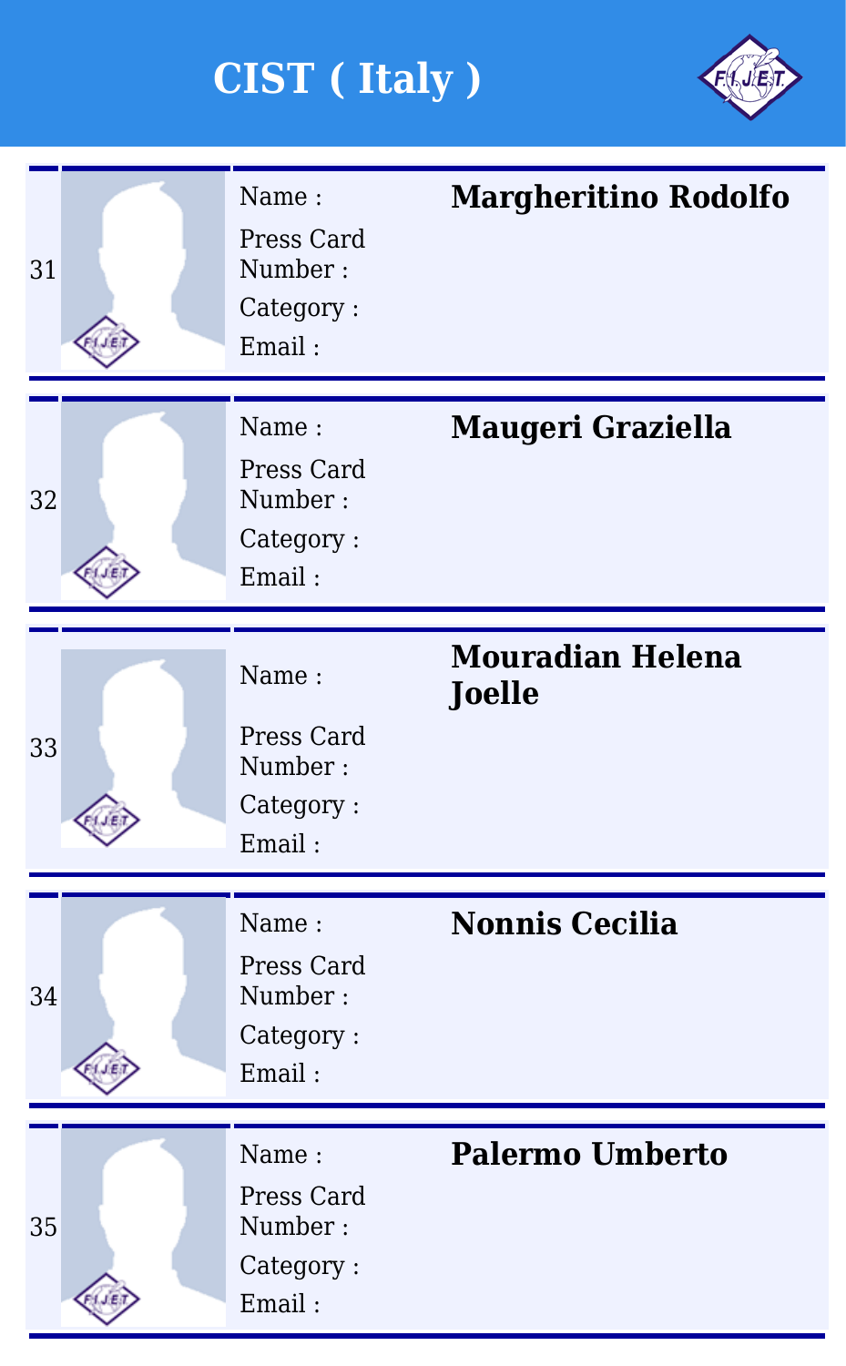# CIST ( Italy )

| # | Field | Value |
|---|---|---|
| 31 | Name : | **Margheritino Rodolfo** |
| | Press Card Number : | |
| | Category : | |
| | Email : | |
| 32 | Name : | **Maugeri Graziella** |
| | Press Card Number : | |
| | Category : | |
| | Email : | |
| 33 | Name : | **Mouradian Helena Joelle** |
| | Press Card Number : | |
| | Category : | |
| | Email : | |
| 34 | Name : | **Nonnis Cecilia** |
| | Press Card Number : | |
| | Category : | |
| | Email : | |
| 35 | Name : | **Palermo Umberto** |
| | Press Card Number : | |
| | Category : | |
| | Email : | |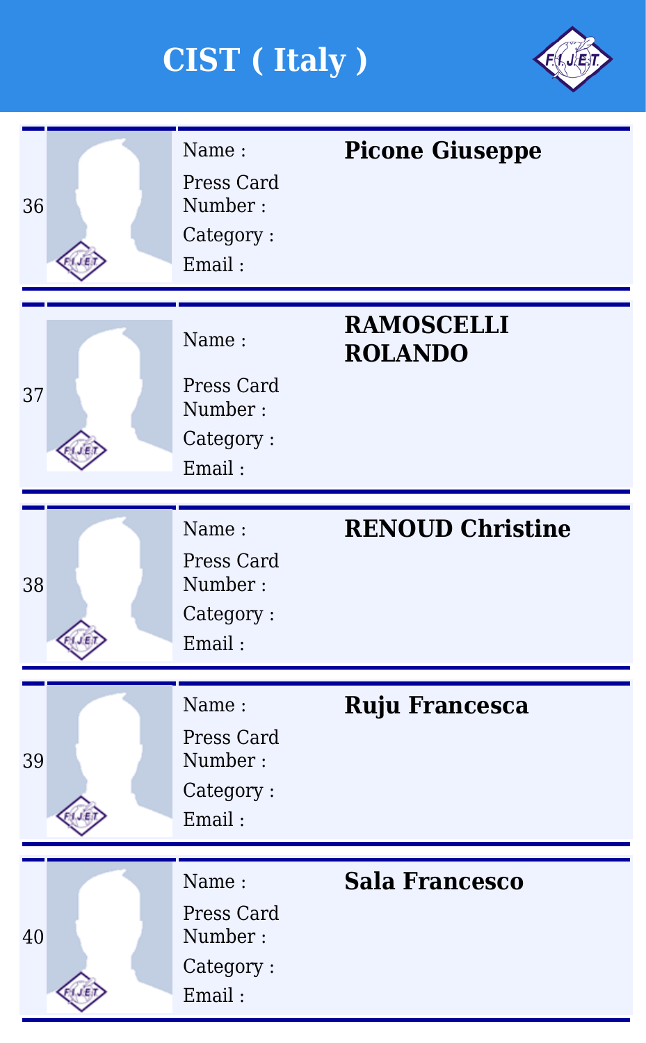# CIST ( Italy )

| # | Field | Value |
|---|---|---|
| 36 | Name : | **Picone Giuseppe** |
| | Press Card Number : | |
| | Category : | |
| | Email : | |
| 37 | Name : | **RAMOSCELLI ROLANDO** |
| | Press Card Number : | |
| | Category : | |
| | Email : | |
| 38 | Name : | **RENOUD Christine** |
| | Press Card Number : | |
| | Category : | |
| | Email : | |
| 39 | Name : | **Ruju Francesca** |
| | Press Card Number : | |
| | Category : | |
| | Email : | |
| 40 | Name : | **Sala Francesco** |
| | Press Card Number : | |
| | Category : | |
| | Email : | |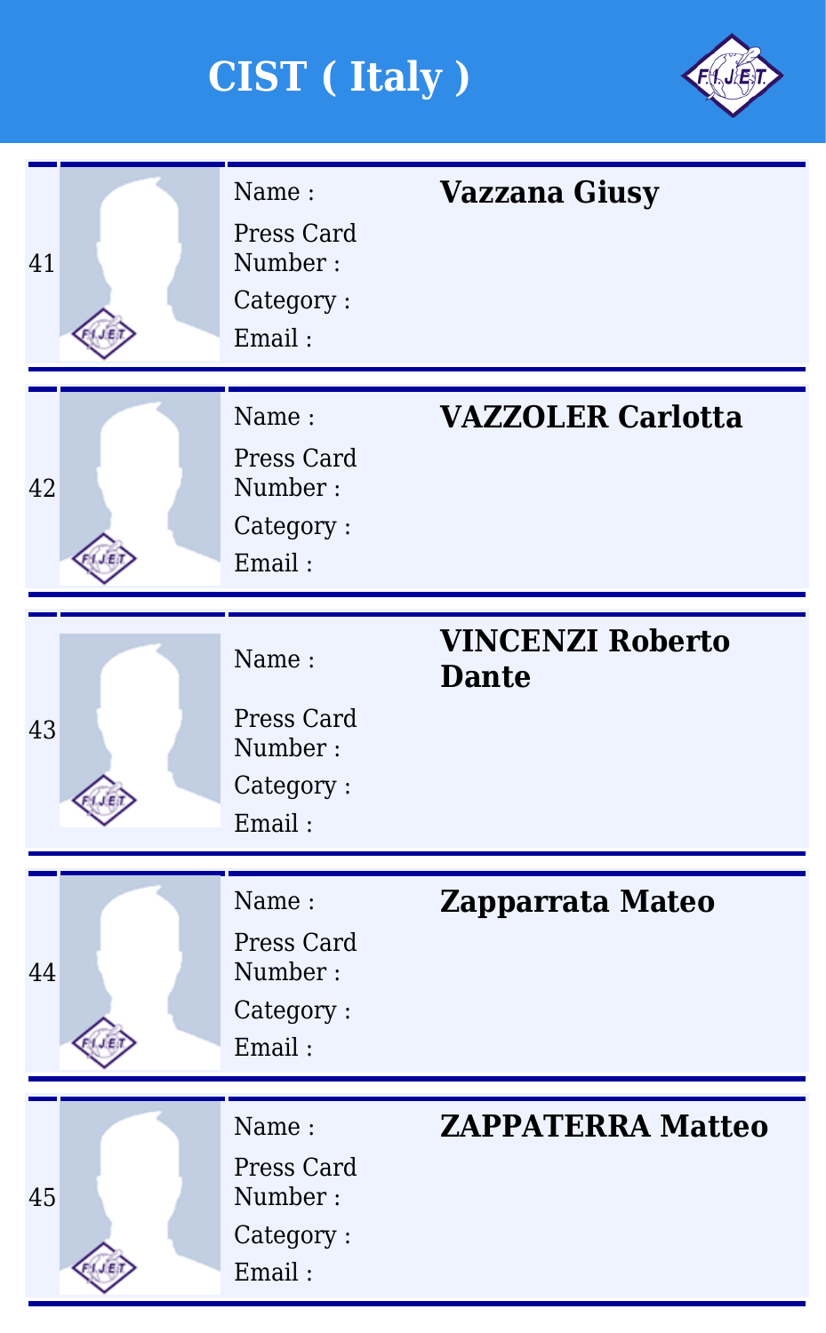# CIST ( Italy )

| | | | |
|---|---|---|---|
| 41 | | Name :<br>Press Card Number :<br>Category :<br>Email : | **Vazzana Giusy** |
| 42 | | Name :<br>Press Card Number :<br>Category :<br>Email : | **VAZZOLER Carlotta** |
| 43 | | Name :<br>Press Card Number :<br>Category :<br>Email : | **VINCENZI Roberto Dante** |
| 44 | | Name :<br>Press Card Number :<br>Category :<br>Email : | **Zapparrata Mateo** |
| 45 | | Name :<br>Press Card Number :<br>Category :<br>Email : | **ZAPPATERRA Matteo** |